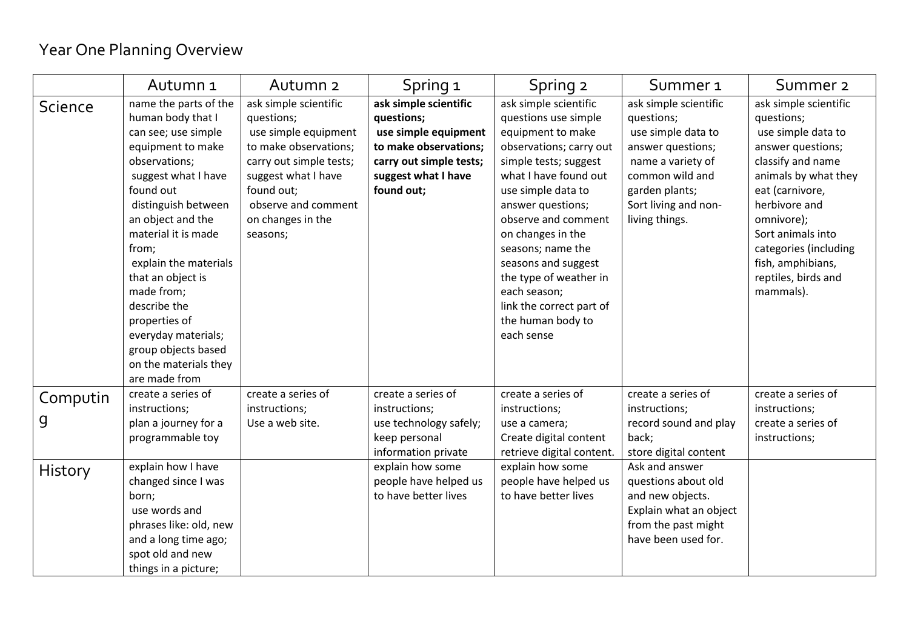# Year One Planning Overview

| | Autumn 1 | Autumn 2 | Spring 1 | Spring 2 | Summer 1 | Summer 2 |
|---|---|---|---|---|---|---|
| Science | name the parts of the human body that I can see; use simple equipment to make observations; suggest what I have found out distinguish between an object and the material it is made from; explain the materials that an object is made from; describe the properties of everyday materials; group objects based on the materials they are made from | ask simple scientific questions; use simple equipment to make observations; carry out simple tests; suggest what I have found out; observe and comment on changes in the seasons; | **ask simple scientific questions; use simple equipment to make observations; carry out simple tests; suggest what I have found out;** | ask simple scientific questions use simple equipment to make observations; carry out simple tests; suggest what I have found out use simple data to answer questions; observe and comment on changes in the seasons; name the seasons and suggest the type of weather in each season; link the correct part of the human body to each sense | ask simple scientific questions; use simple data to answer questions; name a variety of common wild and garden plants; Sort living and non-living things. | ask simple scientific questions; use simple data to answer questions; classify and name animals by what they eat (carnivore, herbivore and omnivore); Sort animals into categories (including fish, amphibians, reptiles, birds and mammals). |
| Computing | create a series of instructions; plan a journey for a programmable toy | create a series of instructions; Use a web site. | create a series of instructions; use technology safely; keep personal information private | create a series of instructions; use a camera; Create digital content retrieve digital content. | create a series of instructions; record sound and play back; store digital content | create a series of instructions; create a series of instructions; |
| History | explain how I have changed since I was born; use words and phrases like: old, new and a long time ago; spot old and new things in a picture; | | explain how some people have helped us to have better lives | explain how some people have helped us to have better lives | Ask and answer questions about old and new objects. Explain what an object from the past might have been used for. | |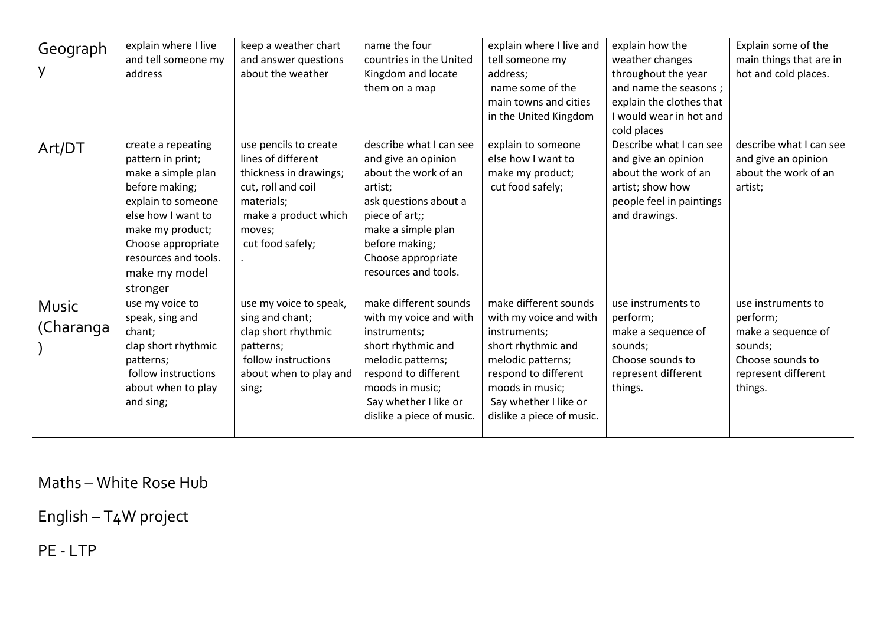| | | | | | | |
|---|---|---|---|---|---|---|
| Geography | explain where I live and tell someone my address | keep a weather chart and answer questions about the weather | name the four countries in the United Kingdom and locate them on a map | explain where I live and tell someone my address; name some of the main towns and cities in the United Kingdom | explain how the weather changes throughout the year and name the seasons ; explain the clothes that I would wear in hot and cold places | Explain some of the main things that are in hot and cold places. |
| Art/DT | create a repeating pattern in print; make a simple plan before making; explain to someone else how I want to make my product; Choose appropriate resources and tools. make my model stronger | use pencils to create lines of different thickness in drawings; cut, roll and coil materials; make a product which moves; cut food safely; . | describe what I can see and give an opinion about the work of an artist; ask questions about a piece of art;; make a simple plan before making; Choose appropriate resources and tools. | explain to someone else how I want to make my product; cut food safely; | Describe what I can see and give an opinion about the work of an artist; show how people feel in paintings and drawings. | describe what I can see and give an opinion about the work of an artist; |
| Music (Charanga) | use my voice to speak, sing and chant; clap short rhythmic patterns; follow instructions about when to play and sing; | use my voice to speak, sing and chant; clap short rhythmic patterns; follow instructions about when to play and sing; | make different sounds with my voice and with instruments; short rhythmic and melodic patterns; respond to different moods in music; Say whether I like or dislike a piece of music. | make different sounds with my voice and with instruments; short rhythmic and melodic patterns; respond to different moods in music; Say whether I like or dislike a piece of music. | use instruments to perform; make a sequence of sounds; Choose sounds to represent different things. | use instruments to perform; make a sequence of sounds; Choose sounds to represent different things. |

Maths – White Rose Hub

English – T4W project

PE - LTP